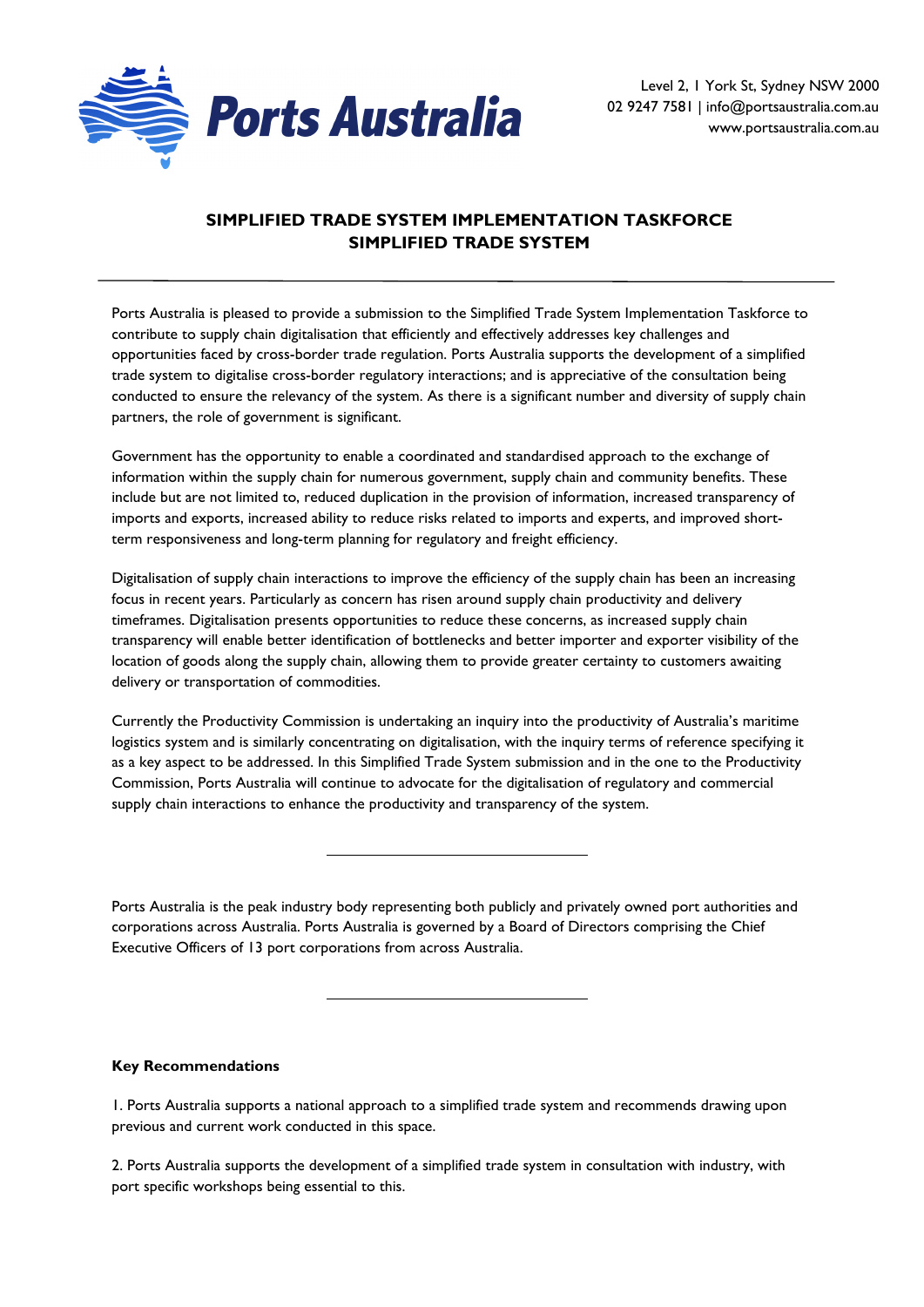Ports Australia

Level 2, 1 York St, Sydney NSW 2000
02 9247 7581 | info@portsaustralia.com.au
www.portsaustralia.com.au

## SIMPLIFIED TRADE SYSTEM IMPLEMENTATION TASKFORCE
## SIMPLIFIED TRADE SYSTEM

---

Ports Australia is pleased to provide a submission to the Simplified Trade System Implementation Taskforce to contribute to supply chain digitalisation that efficiently and effectively addresses key challenges and opportunities faced by cross-border trade regulation. Ports Australia supports the development of a simplified trade system to digitalise cross-border regulatory interactions; and is appreciative of the consultation being conducted to ensure the relevancy of the system. As there is a significant number and diversity of supply chain partners, the role of government is significant.

Government has the opportunity to enable a coordinated and standardised approach to the exchange of information within the supply chain for numerous government, supply chain and community benefits. These include but are not limited to, reduced duplication in the provision of information, increased transparency of imports and exports, increased ability to reduce risks related to imports and experts, and improved short-term responsiveness and long-term planning for regulatory and freight efficiency.

Digitalisation of supply chain interactions to improve the efficiency of the supply chain has been an increasing focus in recent years. Particularly as concern has risen around supply chain productivity and delivery timeframes. Digitalisation presents opportunities to reduce these concerns, as increased supply chain transparency will enable better identification of bottlenecks and better importer and exporter visibility of the location of goods along the supply chain, allowing them to provide greater certainty to customers awaiting delivery or transportation of commodities.

Currently the Productivity Commission is undertaking an inquiry into the productivity of Australia's maritime logistics system and is similarly concentrating on digitalisation, with the inquiry terms of reference specifying it as a key aspect to be addressed. In this Simplified Trade System submission and in the one to the Productivity Commission, Ports Australia will continue to advocate for the digitalisation of regulatory and commercial supply chain interactions to enhance the productivity and transparency of the system.

---

Ports Australia is the peak industry body representing both publicly and privately owned port authorities and corporations across Australia. Ports Australia is governed by a Board of Directors comprising the Chief Executive Officers of 13 port corporations from across Australia.

---

**Key Recommendations**

1. Ports Australia supports a national approach to a simplified trade system and recommends drawing upon previous and current work conducted in this space.

2. Ports Australia supports the development of a simplified trade system in consultation with industry, with port specific workshops being essential to this.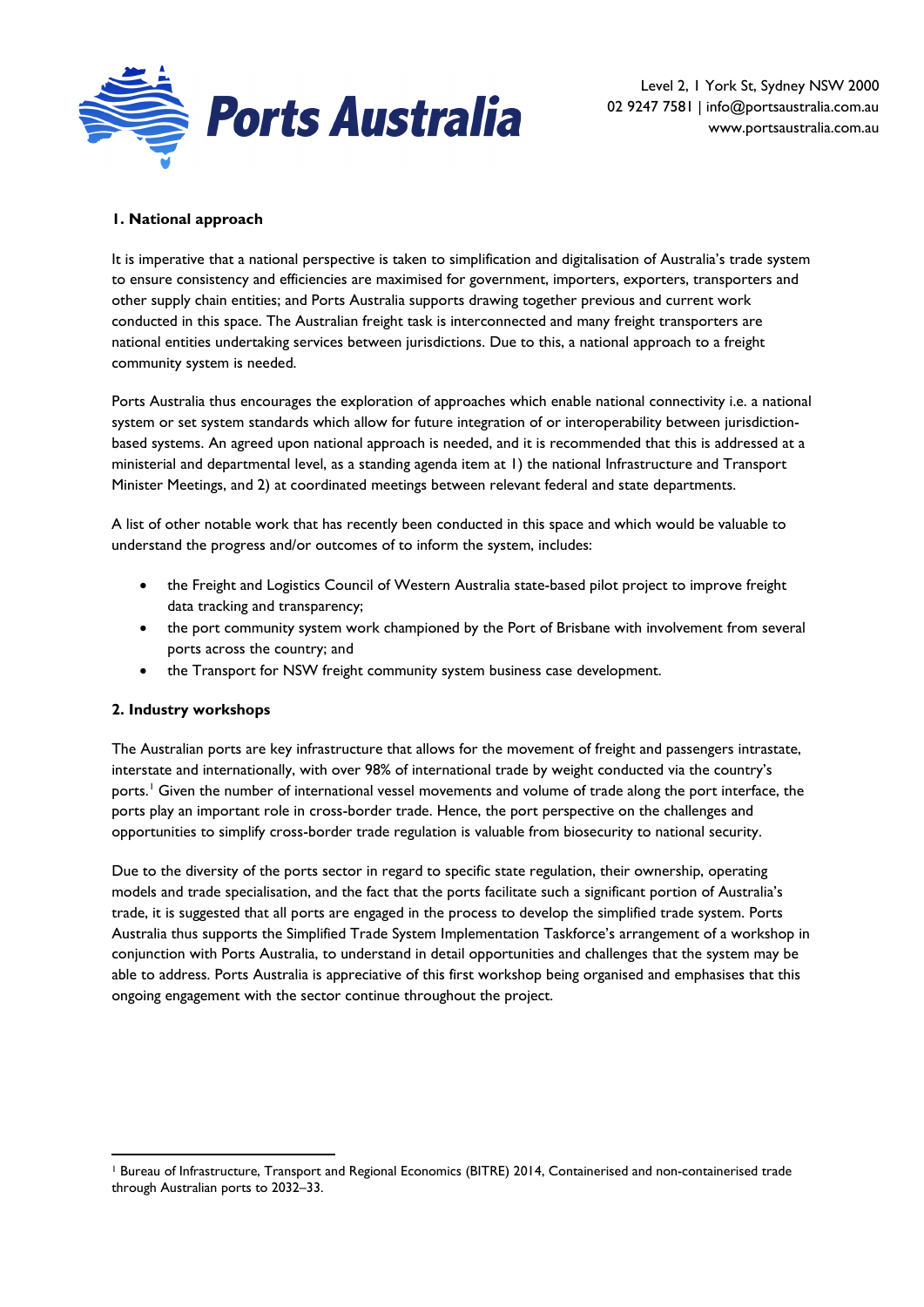## 1. National approach

It is imperative that a national perspective is taken to simplification and digitalisation of Australia's trade system to ensure consistency and efficiencies are maximised for government, importers, exporters, transporters and other supply chain entities; and Ports Australia supports drawing together previous and current work conducted in this space. The Australian freight task is interconnected and many freight transporters are national entities undertaking services between jurisdictions. Due to this, a national approach to a freight community system is needed.

Ports Australia thus encourages the exploration of approaches which enable national connectivity i.e. a national system or set system standards which allow for future integration of or interoperability between jurisdiction-based systems. An agreed upon national approach is needed, and it is recommended that this is addressed at a ministerial and departmental level, as a standing agenda item at 1) the national Infrastructure and Transport Minister Meetings, and 2) at coordinated meetings between relevant federal and state departments.

A list of other notable work that has recently been conducted in this space and which would be valuable to understand the progress and/or outcomes of to inform the system, includes:

- the Freight and Logistics Council of Western Australia state-based pilot project to improve freight data tracking and transparency;
- the port community system work championed by the Port of Brisbane with involvement from several ports across the country; and
- the Transport for NSW freight community system business case development.

## 2. Industry workshops

The Australian ports are key infrastructure that allows for the movement of freight and passengers intrastate, interstate and internationally, with over 98% of international trade by weight conducted via the country's ports.[1] Given the number of international vessel movements and volume of trade along the port interface, the ports play an important role in cross-border trade. Hence, the port perspective on the challenges and opportunities to simplify cross-border trade regulation is valuable from biosecurity to national security.

Due to the diversity of the ports sector in regard to specific state regulation, their ownership, operating models and trade specialisation, and the fact that the ports facilitate such a significant portion of Australia's trade, it is suggested that all ports are engaged in the process to develop the simplified trade system. Ports Australia thus supports the Simplified Trade System Implementation Taskforce's arrangement of a workshop in conjunction with Ports Australia, to understand in detail opportunities and challenges that the system may be able to address. Ports Australia is appreciative of this first workshop being organised and emphasises that this ongoing engagement with the sector continue throughout the project.

---

[1] Bureau of Infrastructure, Transport and Regional Economics (BITRE) 2014, Containerised and non-containerised trade through Australian ports to 2032–33.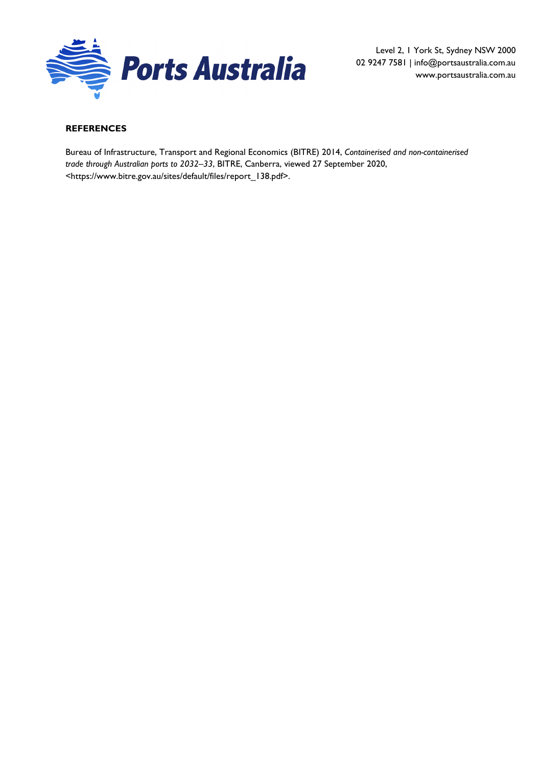**REFERENCES**

Bureau of Infrastructure, Transport and Regional Economics (BITRE) 2014, *Containerised and non-containerised trade through Australian ports to 2032–33*, BITRE, Canberra, viewed 27 September 2020, <https://www.bitre.gov.au/sites/default/files/report_138.pdf>.